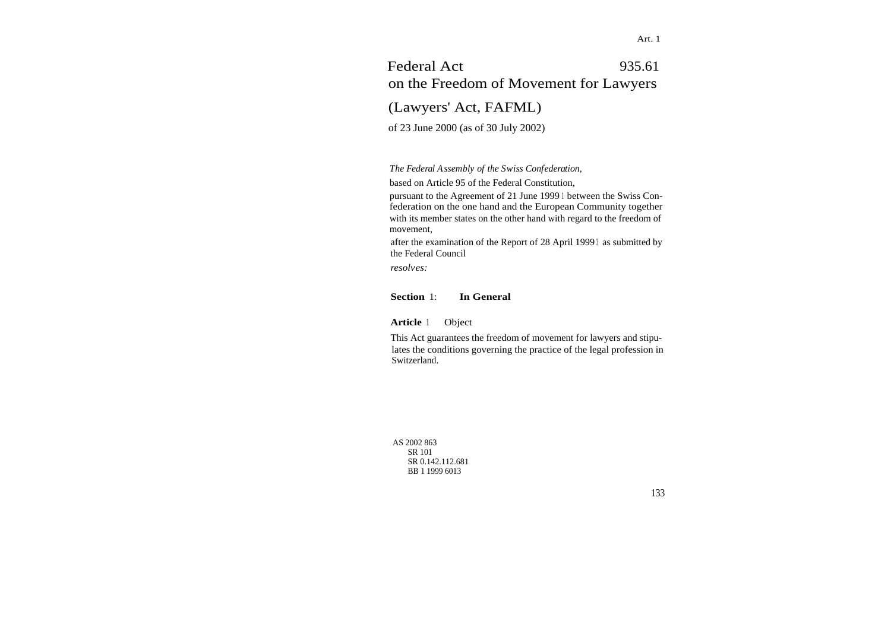# Federal Act on the Freedom of Movement for Lawyers (Lawyers' Act, FAFML)

935.61

of 23 June 2000 (as of 30 July 2002)

*The Federal Assembly of the Swiss Confederation,*

based on Article 95 of the Federal Constitution,

pursuant to the Agreement of 21 June 1999[1] between the Swiss Confederation on the one hand and the European Community together with its member states on the other hand with regard to the freedom of movement,

after the examination of the Report of 28 April 1999[3] as submitted by the Federal Council

*resolves:*

## Section 1: In General

### Article 1 Object

This Act guarantees the freedom of movement for lawyers and stipulates the conditions governing the practice of the legal profession in Switzerland.

AS 2002 863
SR 101
SR 0.142.112.681
BB 1 1999 6013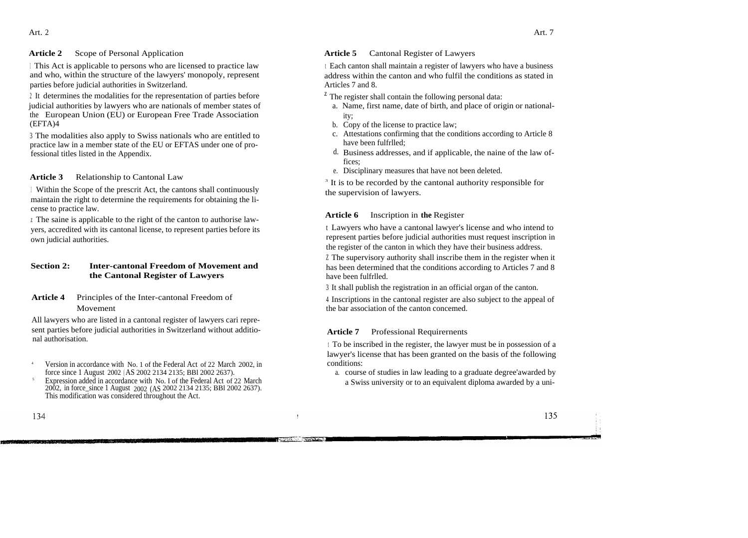**Article 2** Scope of Personal Application

1 This Act is applicable to persons who are licensed to practice law and who, within the structure of the lawyers' monopoly, represent parties before judicial authorities in Switzerland.

2 It determines the modalities for the representation of parties before judicial authorities by lawyers who are nationals of member states of the European Union (EU) or European Free Trade Association (EFTA)[4]

3 The modalities also apply to Swiss nationals who are entitled to practice law in a member state of the EU or EFTA[5] under one of professional titles listed in the Appendix.

**Article 3** Relationship to Cantonal Law

1 Within the Scope of the prescrit Act, the cantons shall continuously maintain the right to determine the requirements for obtaining the license to practice law.

2 The saine is applicable to the right of the canton to authorise lawyers, accredited with its cantonal license, to represent parties before its own judicial authorities.

## Section 2: Inter-cantonal Freedom of Movement and the Cantonal Register of Lawyers

**Article 4** Principles of the Inter-cantonal Freedom of Movement

All lawyers who are listed in a cantonal register of lawyers cari represent parties before judicial authorities in Switzerland without additional authorisation.

[4] Version in accordance with No. 1 of the Federal Act of 22 March 2002, in force since 1 August 2002 (AS 2002 2134 2135; BBl 2002 2637).

[5] Expression added in accordance with No. I of the Federal Act of 22 March 2002, in force since 1 August 2002 (AS 2002 2134 2135; BBl 2002 2637). This modification was considered throughout the Act.

**Article 5** Cantonal Register of Lawyers

1 Each canton shall maintain a register of lawyers who have a business address within the canton and who fulfil the conditions as stated in Articles 7 and 8.

2 The register shall contain the following personal data:

a. Name, first name, date of birth, and place of origin or nationality;
b. Copy of the license to practice law;
c. Attestations confirming that the conditions according to Article 8 have been fulfrlled;
d. Business addresses, and if applicable, the naine of the law offices;
e. Disciplinary measures that have not been deleted.

3 It is to be recorded by the cantonal authority responsible for the supervision of lawyers.

**Article 6** Inscription in **the** Register

1 Lawyers who have a cantonal lawyer's license and who intend to represent parties before judicial authorities must request inscription in the register of the canton in which they have their business address.

2 The supervisory authority shall inscribe them in the register when it has been determined that the conditions according to Articles 7 and 8 have been fulfrlled.

3 It shall publish the registration in an official organ of the canton.

4 Inscriptions in the cantonal register are also subject to the appeal of the bar association of the canton concemed.

**Article 7** Professional Requirernents

1 To be inscribed in the register, the lawyer must be in possession of a lawyer's license that has been granted on the basis of the following conditions:

a. course of studies in law leading to a graduate degree'awarded by a Swiss university or to an equivalent diploma awarded by a uni-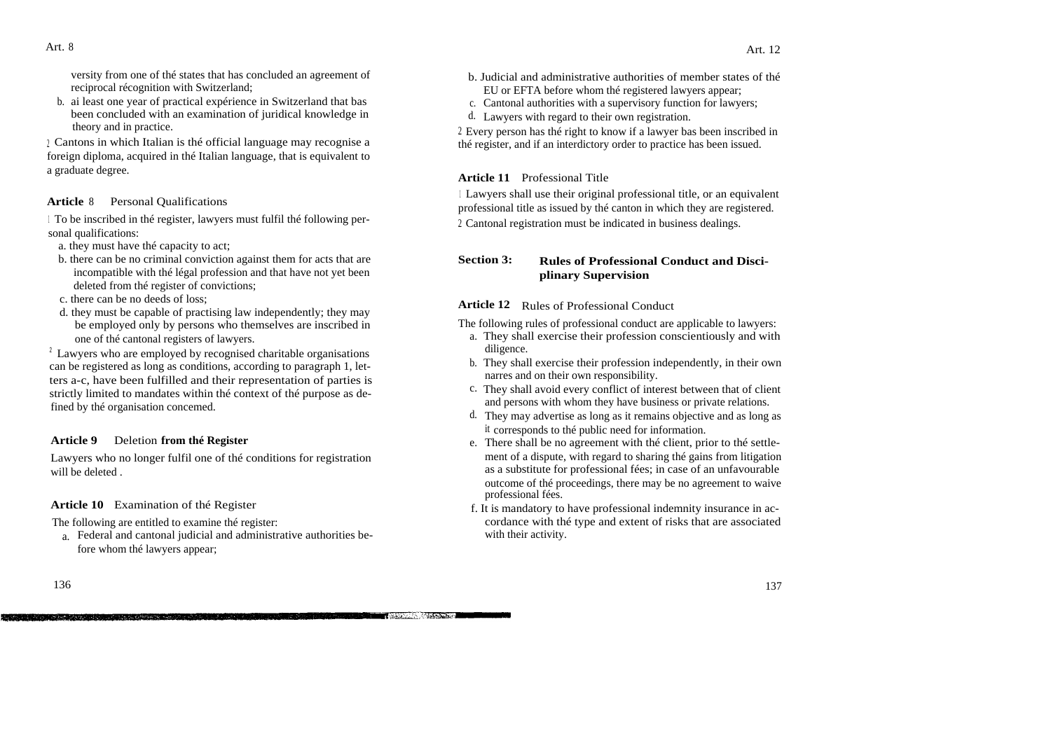versity from one of thé states that has concluded an agreement of reciprocal récognition with Switzerland;

b. ai least one year of practical expérience in Switzerland that bas been concluded with an examination of juridical knowledge in theory and in practice.

2 Cantons in which Italian is thé official language may recognise a foreign diploma, acquired in thé Italian language, that is equivalent to a graduate degree.

**Article 8** Personal Qualifications

1 To be inscribed in thé register, lawyers must fulfil thé following personal qualifications:

a. they must have thé capacity to act;

b. there can be no criminal conviction against them for acts that are incompatible with thé légal profession and that have not yet been deleted from thé register of convictions;

c. there can be no deeds of loss;

d. they must be capable of practising law independently; they may be employed only by persons who themselves are inscribed in one of thé cantonal registers of lawyers.

2 Lawyers who are employed by recognised charitable organisations can be registered as long as conditions, according to paragraph 1, letters a-c, have been fulfilled and their representation of parties is strictly limited to mandates within thé context of thé purpose as defined by thé organisation concemed.

**Article 9** Deletion **from thé Register**

Lawyers who no longer fulfil one of thé conditions for registration will be deleted .

**Article 10** Examination of thé Register

The following are entitled to examine thé register:

a. Federal and cantonal judicial and administrative authorities before whom thé lawyers appear;

b. Judicial and administrative authorities of member states of thé EU or EFTA before whom thé registered lawyers appear;

c. Cantonal authorities with a supervisory function for lawyers;

d. Lawyers with regard to their own registration.

2 Every person has thé right to know if a lawyer bas been inscribed in thé register, and if an interdictory order to practice has been issued.

**Article 11** Professional Title

1 Lawyers shall use their original professional title, or an equivalent professional title as issued by thé canton in which they are registered.

2 Cantonal registration must be indicated in business dealings.

## Section 3: Rules of Professional Conduct and Disciplinary Supervision

**Article 12** Rules of Professional Conduct

The following rules of professional conduct are applicable to lawyers:

a. They shall exercise their profession conscientiously and with diligence.

b. They shall exercise their profession independently, in their own narres and on their own responsibility.

c. They shall avoid every conflict of interest between that of client and persons with whom they have business or private relations.

d. They may advertise as long as it remains objective and as long as it corresponds to thé public need for information.

e. There shall be no agreement with thé client, prior to thé settlement of a dispute, with regard to sharing thé gains from litigation as a substitute for professional fées; in case of an unfavourable outcome of thé proceedings, there may be no agreement to waive professional fées.

f. It is mandatory to have professional indemnity insurance in accordance with thé type and extent of risks that are associated with their activity.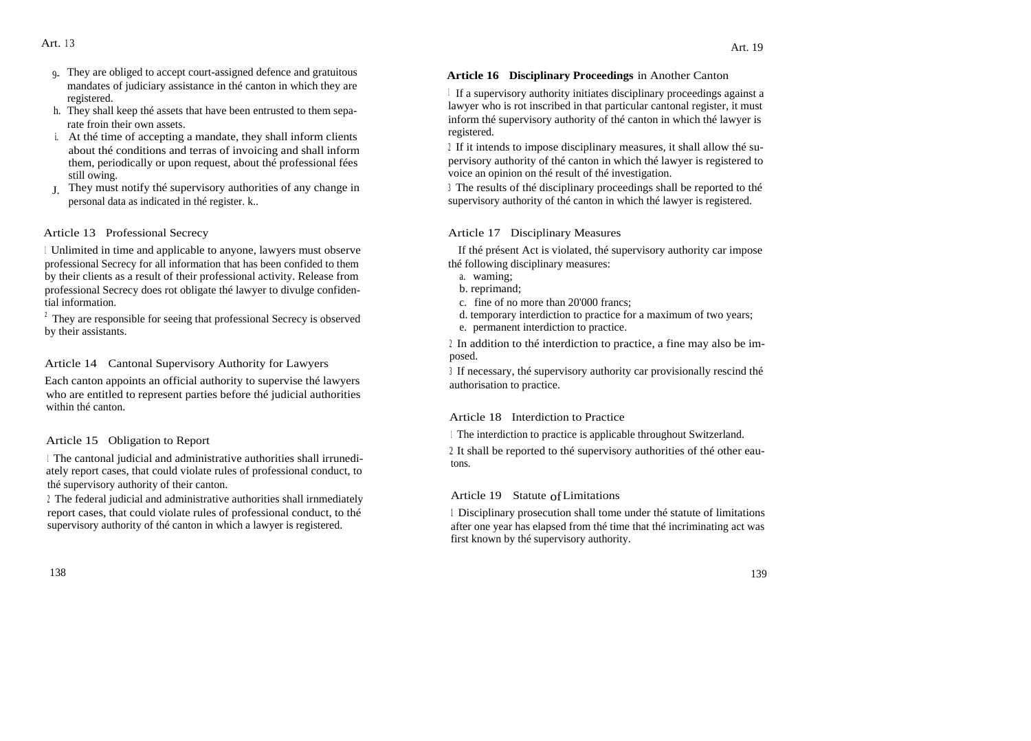g. They are obliged to accept court-assigned defence and gratuitous mandates of judiciary assistance in thé canton in which they are registered.

h. They shall keep thé assets that have been entrusted to them separate froin their own assets.

i. At thé time of accepting a mandate, they shall inform clients about thé conditions and terras of invoicing and shall inform them, periodically or upon request, about thé professional fées still owing.

J. They must notify thé supervisory authorities of any change in personal data as indicated in thé register. k..

## Article 13 Professional Secrecy

1 Unlimited in time and applicable to anyone, lawyers must observe professional Secrecy for all information that has been confided to them by their clients as a result of their professional activity. Release from professional Secrecy does rot obligate thé lawyer to divulge confidential information.

2 They are responsible for seeing that professional Secrecy is observed by their assistants.

## Article 14 Cantonal Supervisory Authority for Lawyers

Each canton appoints an official authority to supervise thé lawyers who are entitled to represent parties before thé judicial authorities within thé canton.

## Article 15 Obligation to Report

1 The cantonal judicial and administrative authorities shall irrunediately report cases, that could violate rules of professional conduct, to thé supervisory authority of their canton.

2 The federal judicial and administrative authorities shall irnmediately report cases, that could violate rules of professional conduct, to thé supervisory authority of thé canton in which a lawyer is registered.

## Article 16 Disciplinary Proceedings in Another Canton

1 If a supervisory authority initiates disciplinary proceedings against a lawyer who is rot inscribed in that particular cantonal register, it must inform thé supervisory authority of thé canton in which thé lawyer is registered.

2 If it intends to impose disciplinary measures, it shall allow thé supervisory authority of thé canton in which thé lawyer is registered to voice an opinion on thé result of thé investigation.

3 The results of thé disciplinary proceedings shall be reported to thé supervisory authority of thé canton in which thé lawyer is registered.

## Article 17 Disciplinary Measures

If thé présent Act is violated, thé supervisory authority car impose thé following disciplinary measures:

a. waming;
b. reprimand;
c. fine of no more than 20'000 francs;
d. temporary interdiction to practice for a maximum of two years;
e. permanent interdiction to practice.

2 In addition to thé interdiction to practice, a fine may also be imposed.

3 If necessary, thé supervisory authority car provisionally rescind thé authorisation to practice.

## Article 18 Interdiction to Practice

1 The interdiction to practice is applicable throughout Switzerland.

2 It shall be reported to thé supervisory authorities of thé other eautons.

## Article 19 Statute of Limitations

1 Disciplinary prosecution shall tome under thé statute of limitations after one year has elapsed from thé time that thé incriminating act was first known by thé supervisory authority.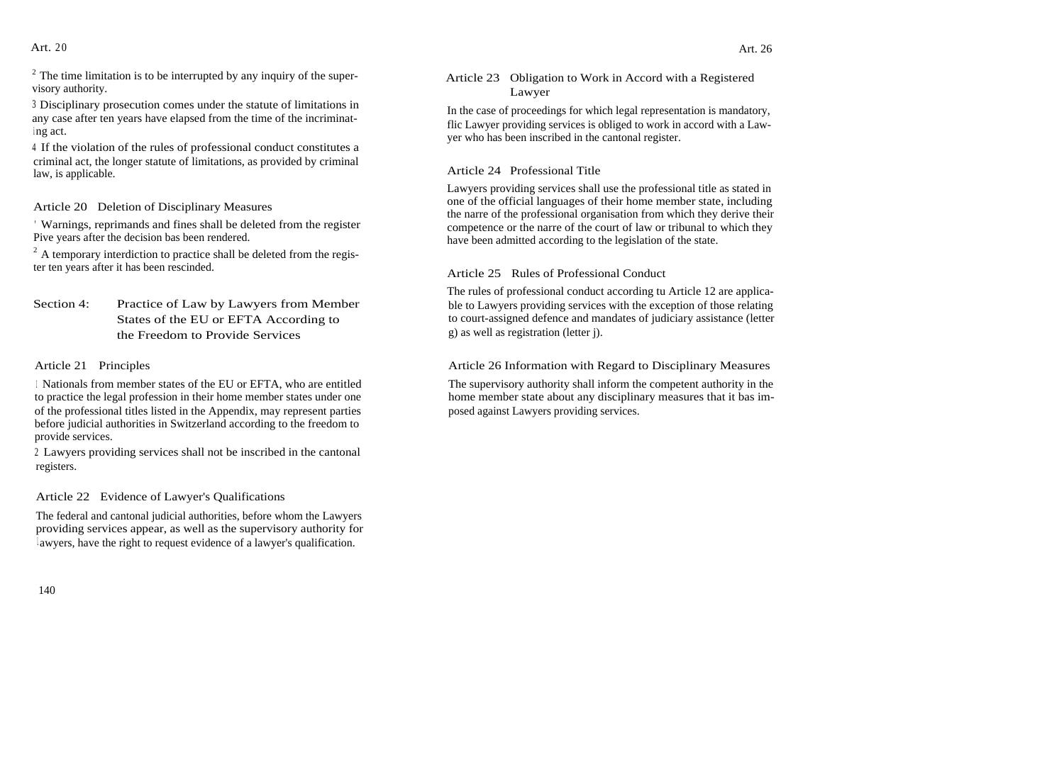[2] The time limitation is to be interrupted by any inquiry of the supervisory authority.

3 Disciplinary prosecution comes under the statute of limitations in any case after ten years have elapsed from the time of the incriminating act.

4 If the violation of the rules of professional conduct constitutes a criminal act, the longer statute of limitations, as provided by criminal law, is applicable.

### Article 20 Deletion of Disciplinary Measures

[1] Warnings, reprimands and fines shall be deleted from the register Pive years after the decision bas been rendered.

[2] A temporary interdiction to practice shall be deleted from the register ten years after it has been rescinded.

## Section 4: Practice of Law by Lawyers from Member States of the EU or EFTA According to the Freedom to Provide Services

### Article 21 Principles

1 Nationals from member states of the EU or EFTA, who are entitled to practice the legal profession in their home member states under one of the professional titles listed in the Appendix, may represent parties before judicial authorities in Switzerland according to the freedom to provide services.

2 Lawyers providing services shall not be inscribed in the cantonal registers.

### Article 22 Evidence of Lawyer's Qualifications

The federal and cantonal judicial authorities, before whom the Lawyers providing services appear, as well as the supervisory authority for lawyers, have the right to request evidence of a lawyer's qualification.

### Article 23 Obligation to Work in Accord with a Registered Lawyer

In the case of proceedings for which legal representation is mandatory, flic Lawyer providing services is obliged to work in accord with a Lawyer who has been inscribed in the cantonal register.

### Article 24 Professional Title

Lawyers providing services shall use the professional title as stated in one of the official languages of their home member state, including the narre of the professional organisation from which they derive their competence or the narre of the court of law or tribunal to which they have been admitted according to the legislation of the state.

### Article 25 Rules of Professional Conduct

The rules of professional conduct according tu Article 12 are applicable to Lawyers providing services with the exception of those relating to court-assigned defence and mandates of judiciary assistance (letter g) as well as registration (letter j).

### Article 26 Information with Regard to Disciplinary Measures

The supervisory authority shall inform the competent authority in the home member state about any disciplinary measures that it bas imposed against Lawyers providing services.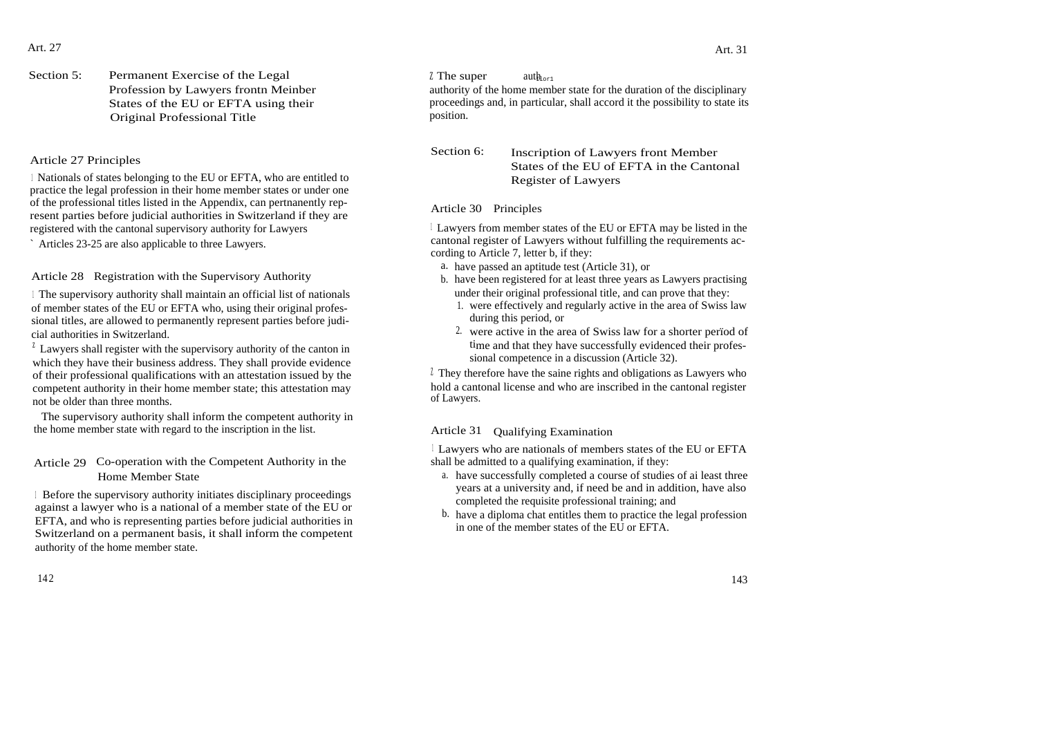## Section 5: Permanent Exercise of the Legal Profession by Lawyers frontn Meinber States of the EU or EFTA using their Original Professional Title

### Article 27 Principles

1 Nationals of states belonging to the EU or EFTA, who are entitled to practice the legal profession in their home member states or under one of the professional titles listed in the Appendix, can pertnanently represent parties before judicial authorities in Switzerland if they are registered with the cantonal supervisory authority for Lawyers

` Articles 23-25 are also applicable to three Lawyers.

### Article 28 Registration with the Supervisory Authority

1 The supervisory authority shall maintain an official list of nationals of member states of the EU or EFTA who, using their original professional titles, are allowed to permanently represent parties before judicial authorities in Switzerland.

2 Lawyers shall register with the supervisory authority of the canton in which they have their business address. They shall provide evidence of their professional qualifications with an attestation issued by the competent authority in their home member state; this attestation may not be older than three months.

The supervisory authority shall inform the competent authority in the home member state with regard to the inscription in the list.

### Article 29 Co-operation with the Competent Authority in the Home Member State

1 Before the supervisory authority initiates disciplinary proceedings against a lawyer who is a national of a member state of the EU or EFTA, and who is representing parties before judicial authorities in Switzerland on a permanent basis, it shall inform the competent authority of the home member state.

2 The super auth authority of the home member state for the duration of the disciplinary proceedings and, in particular, shall accord it the possibility to state its position.

## Section 6: Inscription of Lawyers front Member States of the EU of EFTA in the Cantonal Register of Lawyers

### Article 30 Principles

1 Lawyers from member states of the EU or EFTA may be listed in the cantonal register of Lawyers without fulfilling the requirements according to Article 7, letter b, if they:

a. have passed an aptitude test (Article 31), or
b. have been registered for at least three years as Lawyers practising under their original professional title, and can prove that they:
   1. were effectively and regularly active in the area of Swiss law during this period, or
   2. were active in the area of Swiss law for a shorter perïod of time and that they have successfully evidenced their professional competence in a discussion (Article 32).

2 They therefore have the saine rights and obligations as Lawyers who hold a cantonal license and who are inscribed in the cantonal register of Lawyers.

### Article 31 Qualifying Examination

1 Lawyers who are nationals of members states of the EU or EFTA shall be admitted to a qualifying examination, if they:

a. have successfully completed a course of studies of ai least three years at a university and, if need be and in addition, have also completed the requisite professional training; and
b. have a diploma chat entitles them to practice the legal profession in one of the member states of the EU or EFTA.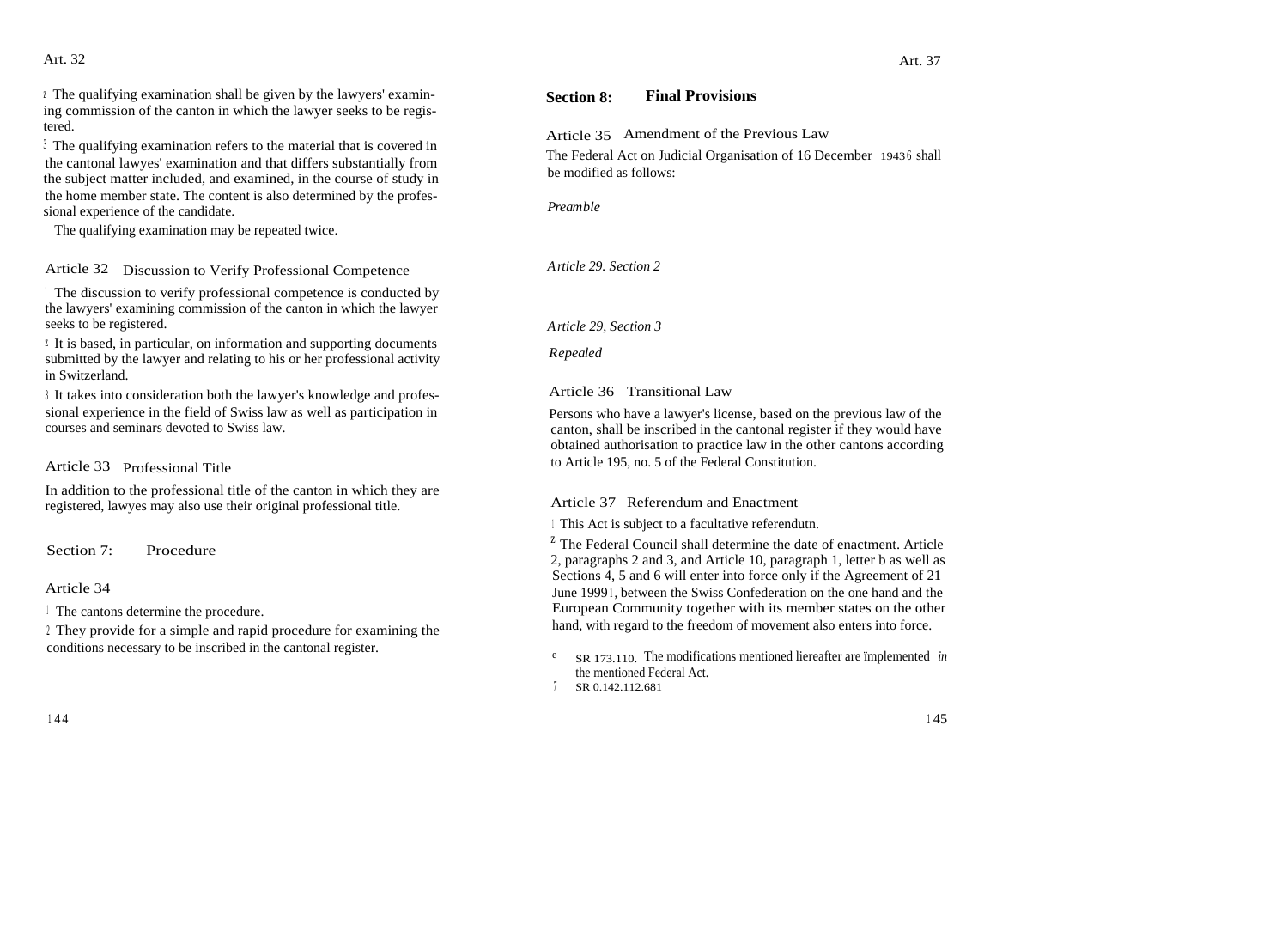[2] The qualifying examination shall be given by the lawyers' examining commission of the canton in which the lawyer seeks to be registered.

[3] The qualifying examination refers to the material that is covered in the cantonal lawyes' examination and that differs substantially from the subject matter included, and examined, in the course of study in the home member state. The content is also determined by the professional experience of the candidate.

The qualifying examination may be repeated twice.

### Article 32 Discussion to Verify Professional Competence

[1] The discussion to verify professional competence is conducted by the lawyers' examining commission of the canton in which the lawyer seeks to be registered.

[2] It is based, in particular, on information and supporting documents submitted by the lawyer and relating to his or her professional activity in Switzerland.

[3] It takes into consideration both the lawyer's knowledge and professional experience in the field of Swiss law as well as participation in courses and seminars devoted to Swiss law.

### Article 33 Professional Title

In addition to the professional title of the canton in which they are registered, lawyes may also use their original professional title.

## Section 7: Procedure

### Article 34

[1] The cantons determine the procedure.

[2] They provide for a simple and rapid procedure for examining the conditions necessary to be inscribed in the cantonal register.

## Section 8: Final Provisions

### Article 35 Amendment of the Previous Law

The Federal Act on Judicial Organisation of 16 December 1943[6] shall be modified as follows:

*Preamble*

*Article 29. Section 2*

*Article 29, Section 3*

*Repealed*

### Article 36 Transitional Law

Persons who have a lawyer's license, based on the previous law of the canton, shall be inscribed in the cantonal register if they would have obtained authorisation to practice law in the other cantons according to Article 195, no. 5 of the Federal Constitution.

### Article 37 Referendum and Enactment

[1] This Act is subject to a facultative referendutn.

[2] The Federal Council shall determine the date of enactment. Article 2, paragraphs 2 and 3, and Article 10, paragraph 1, letter b as well as Sections 4, 5 and 6 will enter into force only if the Agreement of 21 June 1999[7], between the Swiss Confederation on the one hand and the European Community together with its member states on the other hand, with regard to the freedom of movement also enters into force.

[6] SR 173.110. The modifications mentioned liereafter are implemented *in* the mentioned Federal Act.

[7] SR 0.142.112.681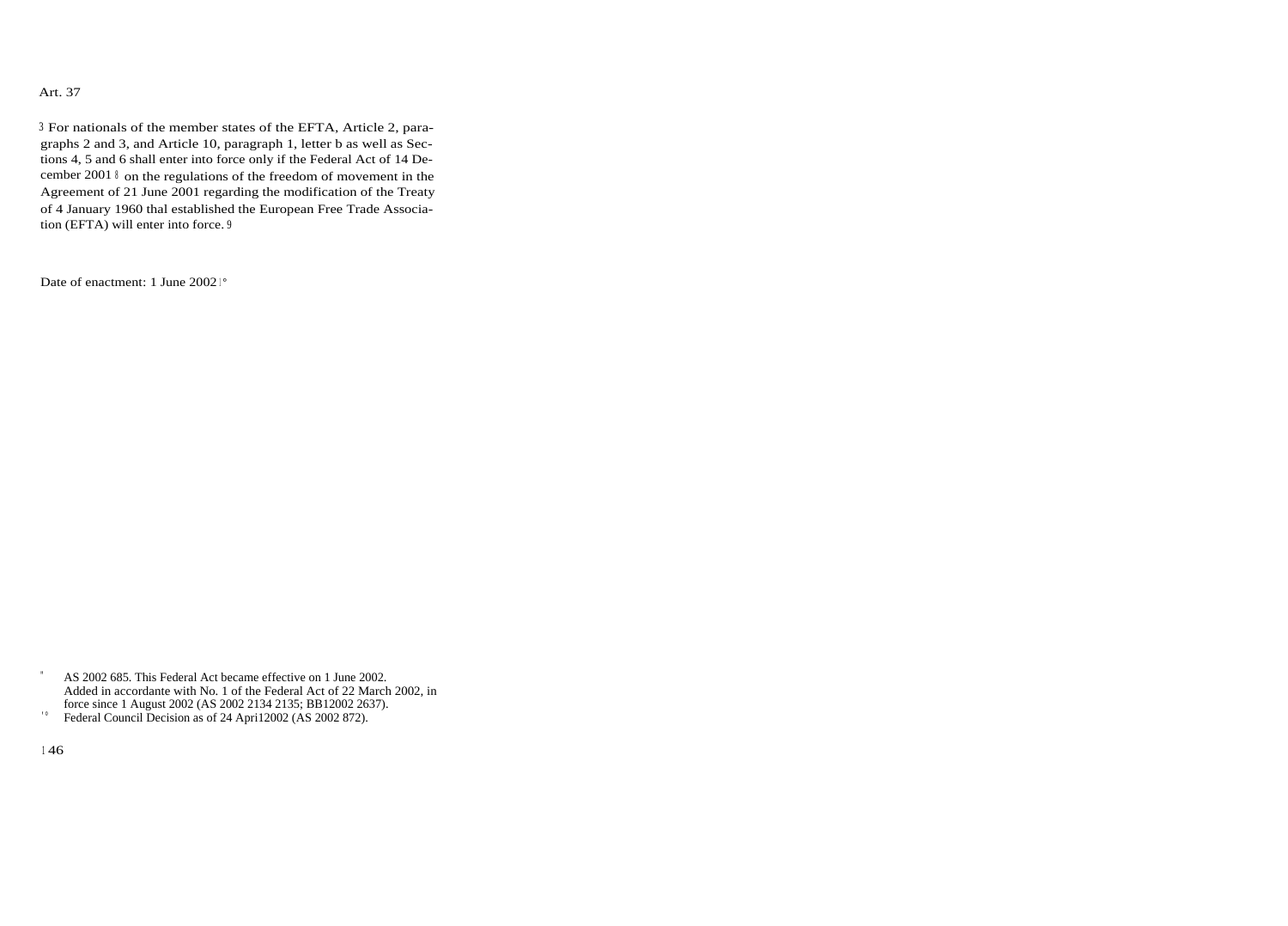Art. 37

[3] For nationals of the member states of the EFTA, Article 2, paragraphs 2 and 3, and Article 10, paragraph 1, letter b as well as Sections 4, 5 and 6 shall enter into force only if the Federal Act of 14 December 2001 [8] on the regulations of the freedom of movement in the Agreement of 21 June 2001 regarding the modification of the Treaty of 4 January 1960 thal established the European Free Trade Association (EFTA) will enter into force. [9]

Date of enactment: 1 June 2002 [10]

[8] AS 2002 685. This Federal Act became effective on 1 June 2002.
[9] Added in accordante with No. 1 of the Federal Act of 22 March 2002, in force since 1 August 2002 (AS 2002 2134 2135; BB12002 2637).
[10] Federal Council Decision as of 24 Apri12002 (AS 2002 872).